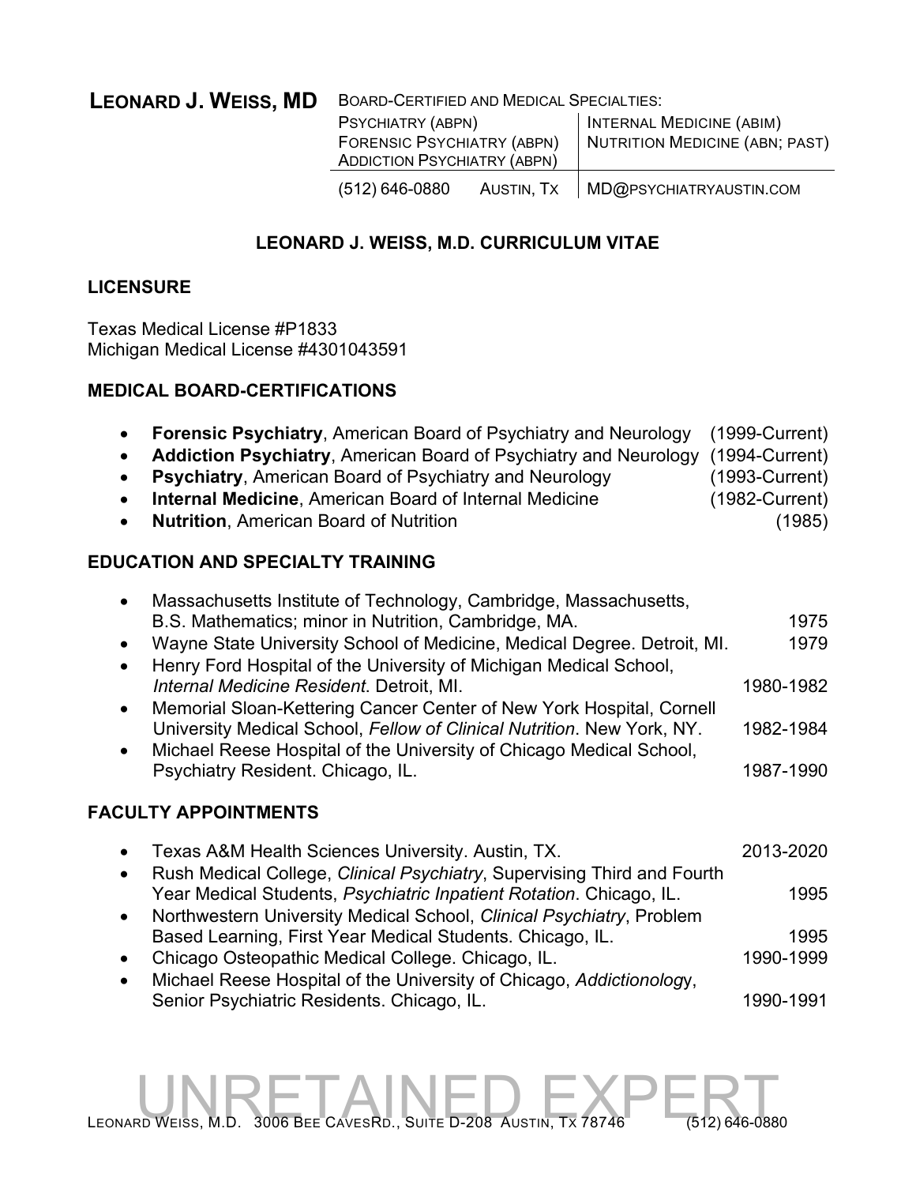# LEONARD J. WEISS, MD

BOARD-CERTIFIED AND MEDICAL SPECIALTIES:

| | |
|---|---|
| PSYCHIATRY (ABPN) | INTERNAL MEDICINE (ABIM) |
| FORENSIC PSYCHIATRY (ABPN) | NUTRITION MEDICINE (ABN; PAST) |
| ADDICTION PSYCHIATRY (ABPN) | |
| (512) 646-0880 AUSTIN, TX | MD@PSYCHIATRYAUSTIN.COM |

## LEONARD J. WEISS, M.D. CURRICULUM VITAE

### LICENSURE

Texas Medical License #P1833
Michigan Medical License #4301043591

### MEDICAL BOARD-CERTIFICATIONS

- **Forensic Psychiatry**, American Board of Psychiatry and Neurology (1999-Current)
- **Addiction Psychiatry**, American Board of Psychiatry and Neurology (1994-Current)
- **Psychiatry**, American Board of Psychiatry and Neurology (1993-Current)
- **Internal Medicine**, American Board of Internal Medicine (1982-Current)
- **Nutrition**, American Board of Nutrition (1985)

### EDUCATION AND SPECIALTY TRAINING

- Massachusetts Institute of Technology, Cambridge, Massachusetts, B.S. Mathematics; minor in Nutrition, Cambridge, MA. 1975
- Wayne State University School of Medicine, Medical Degree. Detroit, MI. 1979
- Henry Ford Hospital of the University of Michigan Medical School, *Internal Medicine Resident*. Detroit, MI. 1980-1982
- Memorial Sloan-Kettering Cancer Center of New York Hospital, Cornell University Medical School, *Fellow of Clinical Nutrition*. New York, NY. 1982-1984
- Michael Reese Hospital of the University of Chicago Medical School, Psychiatry Resident. Chicago, IL. 1987-1990

### FACULTY APPOINTMENTS

- Texas A&M Health Sciences University. Austin, TX. 2013-2020
- Rush Medical College, *Clinical Psychiatry*, Supervising Third and Fourth Year Medical Students, *Psychiatric Inpatient Rotation*. Chicago, IL. 1995
- Northwestern University Medical School, *Clinical Psychiatry*, Problem Based Learning, First Year Medical Students. Chicago, IL. 1995
- Chicago Osteopathic Medical College. Chicago, IL. 1990-1999
- Michael Reese Hospital of the University of Chicago, *Addictionology*, Senior Psychiatric Residents. Chicago, IL. 1990-1991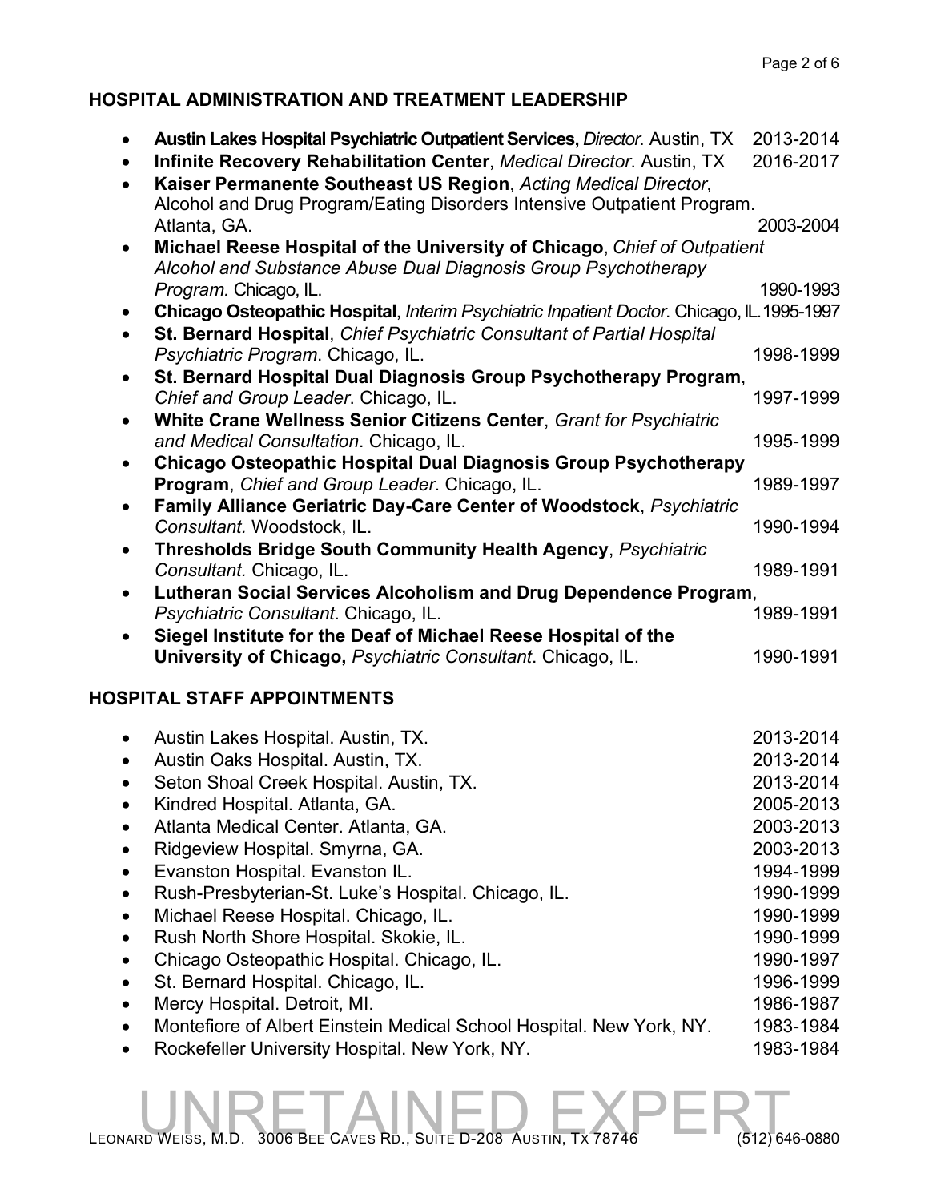## HOSPITAL ADMINISTRATION AND TREATMENT LEADERSHIP

- **Austin Lakes Hospital Psychiatric Outpatient Services,** *Director*. Austin, TX 2013-2014
- **Infinite Recovery Rehabilitation Center**, *Medical Director*. Austin, TX 2016-2017
- **Kaiser Permanente Southeast US Region**, *Acting Medical Director*, Alcohol and Drug Program/Eating Disorders Intensive Outpatient Program. Atlanta, GA. 2003-2004
- **Michael Reese Hospital of the University of Chicago**, *Chief of Outpatient Alcohol and Substance Abuse Dual Diagnosis Group Psychotherapy Program.* Chicago, IL. 1990-1993
- **Chicago Osteopathic Hospital**, *Interim Psychiatric Inpatient Doctor*. Chicago, IL. 1995-1997
- **St. Bernard Hospital**, *Chief Psychiatric Consultant of Partial Hospital Psychiatric Program*. Chicago, IL. 1998-1999
- **St. Bernard Hospital Dual Diagnosis Group Psychotherapy Program**, *Chief and Group Leader*. Chicago, IL. 1997-1999
- **White Crane Wellness Senior Citizens Center**, *Grant for Psychiatric and Medical Consultation*. Chicago, IL. 1995-1999
- **Chicago Osteopathic Hospital Dual Diagnosis Group Psychotherapy Program**, *Chief and Group Leader*. Chicago, IL. 1989-1997
- **Family Alliance Geriatric Day-Care Center of Woodstock**, *Psychiatric Consultant.* Woodstock, IL. 1990-1994
- **Thresholds Bridge South Community Health Agency**, *Psychiatric Consultant.* Chicago, IL. 1989-1991
- **Lutheran Social Services Alcoholism and Drug Dependence Program**, *Psychiatric Consultant*. Chicago, IL. 1989-1991
- **Siegel Institute for the Deaf of Michael Reese Hospital of the University of Chicago,** *Psychiatric Consultant*. Chicago, IL. 1990-1991

## HOSPITAL STAFF APPOINTMENTS

- Austin Lakes Hospital. Austin, TX. 2013-2014
- Austin Oaks Hospital. Austin, TX. 2013-2014
- Seton Shoal Creek Hospital. Austin, TX. 2013-2014
- Kindred Hospital. Atlanta, GA. 2005-2013
- Atlanta Medical Center. Atlanta, GA. 2003-2013
- Ridgeview Hospital. Smyrna, GA. 2003-2013
- Evanston Hospital. Evanston IL. 1994-1999
- Rush-Presbyterian-St. Luke's Hospital. Chicago, IL. 1990-1999
- Michael Reese Hospital. Chicago, IL. 1990-1999
- Rush North Shore Hospital. Skokie, IL. 1990-1999
- Chicago Osteopathic Hospital. Chicago, IL. 1990-1997
- St. Bernard Hospital. Chicago, IL. 1996-1999
- Mercy Hospital. Detroit, MI. 1986-1987
- Montefiore of Albert Einstein Medical School Hospital. New York, NY. 1983-1984
- Rockefeller University Hospital. New York, NY. 1983-1984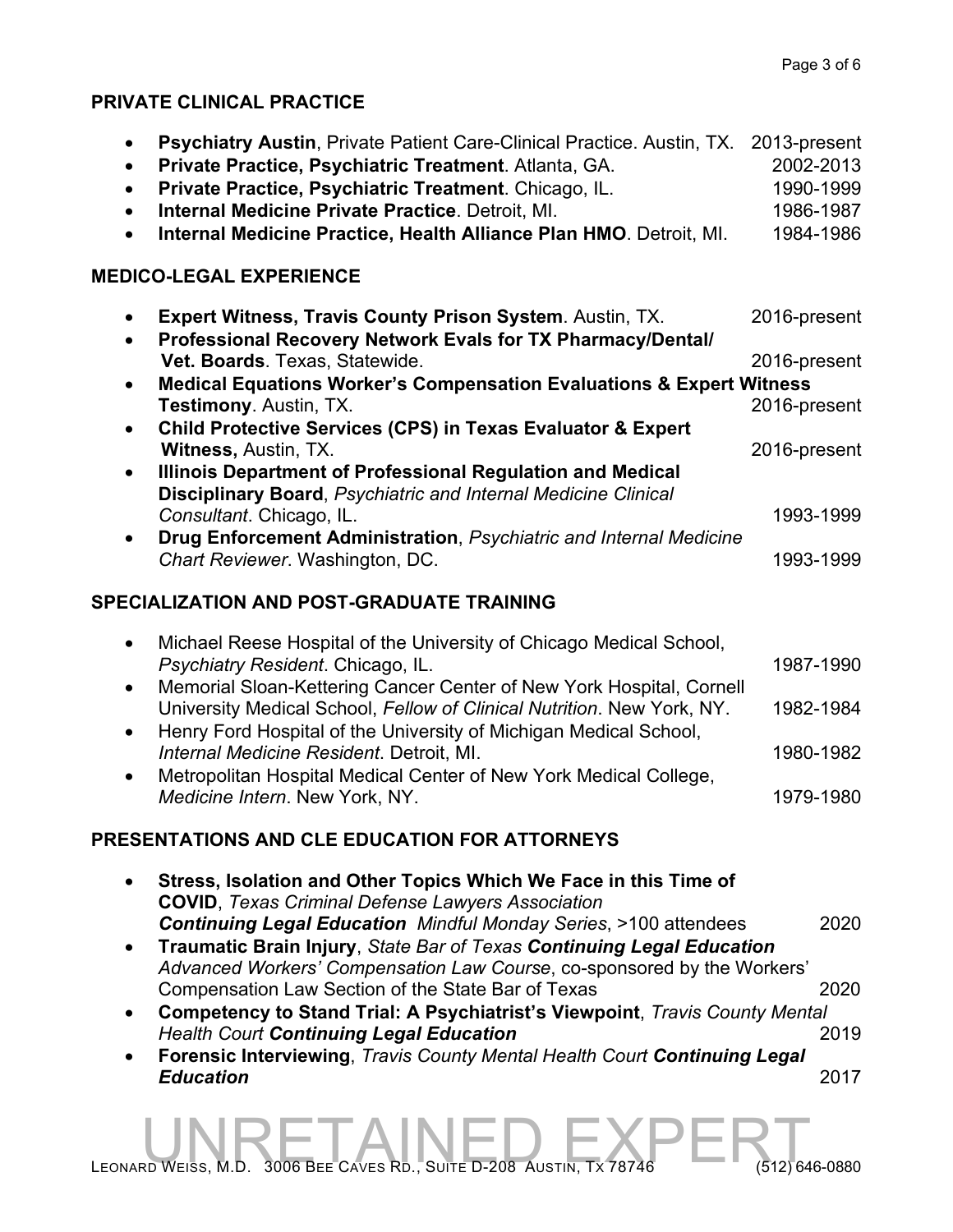## PRIVATE CLINICAL PRACTICE

- **Psychiatry Austin**, Private Patient Care-Clinical Practice. Austin, TX. 2013-present
- **Private Practice, Psychiatric Treatment**. Atlanta, GA. 2002-2013
- **Private Practice, Psychiatric Treatment**. Chicago, IL. 1990-1999
- **Internal Medicine Private Practice**. Detroit, MI. 1986-1987
- **Internal Medicine Practice, Health Alliance Plan HMO**. Detroit, MI. 1984-1986

## MEDICO-LEGAL EXPERIENCE

- **Expert Witness, Travis County Prison System**. Austin, TX. 2016-present
- **Professional Recovery Network Evals for TX Pharmacy/Dental/ Vet. Boards**. Texas, Statewide. 2016-present
- **Medical Equations Worker's Compensation Evaluations & Expert Witness Testimony**. Austin, TX. 2016-present
- **Child Protective Services (CPS) in Texas Evaluator & Expert Witness,** Austin, TX. 2016-present
- **Illinois Department of Professional Regulation and Medical Disciplinary Board**, *Psychiatric and Internal Medicine Clinical Consultant*. Chicago, IL. 1993-1999
- **Drug Enforcement Administration**, *Psychiatric and Internal Medicine Chart Reviewer*. Washington, DC. 1993-1999

## SPECIALIZATION AND POST-GRADUATE TRAINING

- Michael Reese Hospital of the University of Chicago Medical School, *Psychiatry Resident*. Chicago, IL. 1987-1990
- Memorial Sloan-Kettering Cancer Center of New York Hospital, Cornell University Medical School, *Fellow of Clinical Nutrition*. New York, NY. 1982-1984
- Henry Ford Hospital of the University of Michigan Medical School, *Internal Medicine Resident*. Detroit, MI. 1980-1982
- Metropolitan Hospital Medical Center of New York Medical College, *Medicine Intern*. New York, NY. 1979-1980

## PRESENTATIONS AND CLE EDUCATION FOR ATTORNEYS

- **Stress, Isolation and Other Topics Which We Face in this Time of COVID**, *Texas Criminal Defense Lawyers Association* ***Continuing Legal Education*** *Mindful Monday Series*, >100 attendees 2020
- **Traumatic Brain Injury**, *State Bar of Texas* ***Continuing Legal Education*** *Advanced Workers' Compensation Law Course*, co-sponsored by the Workers' Compensation Law Section of the State Bar of Texas 2020
- **Competency to Stand Trial: A Psychiatrist's Viewpoint**, *Travis County Mental Health Court* ***Continuing Legal Education*** 2019
- **Forensic Interviewing**, *Travis County Mental Health Court* ***Continuing Legal Education*** 2017

UNRETAINED EXPERT

Leonard Weiss, M.D. 3006 Bee Caves Rd., Suite D-208 Austin, TX 78746 (512) 646-0880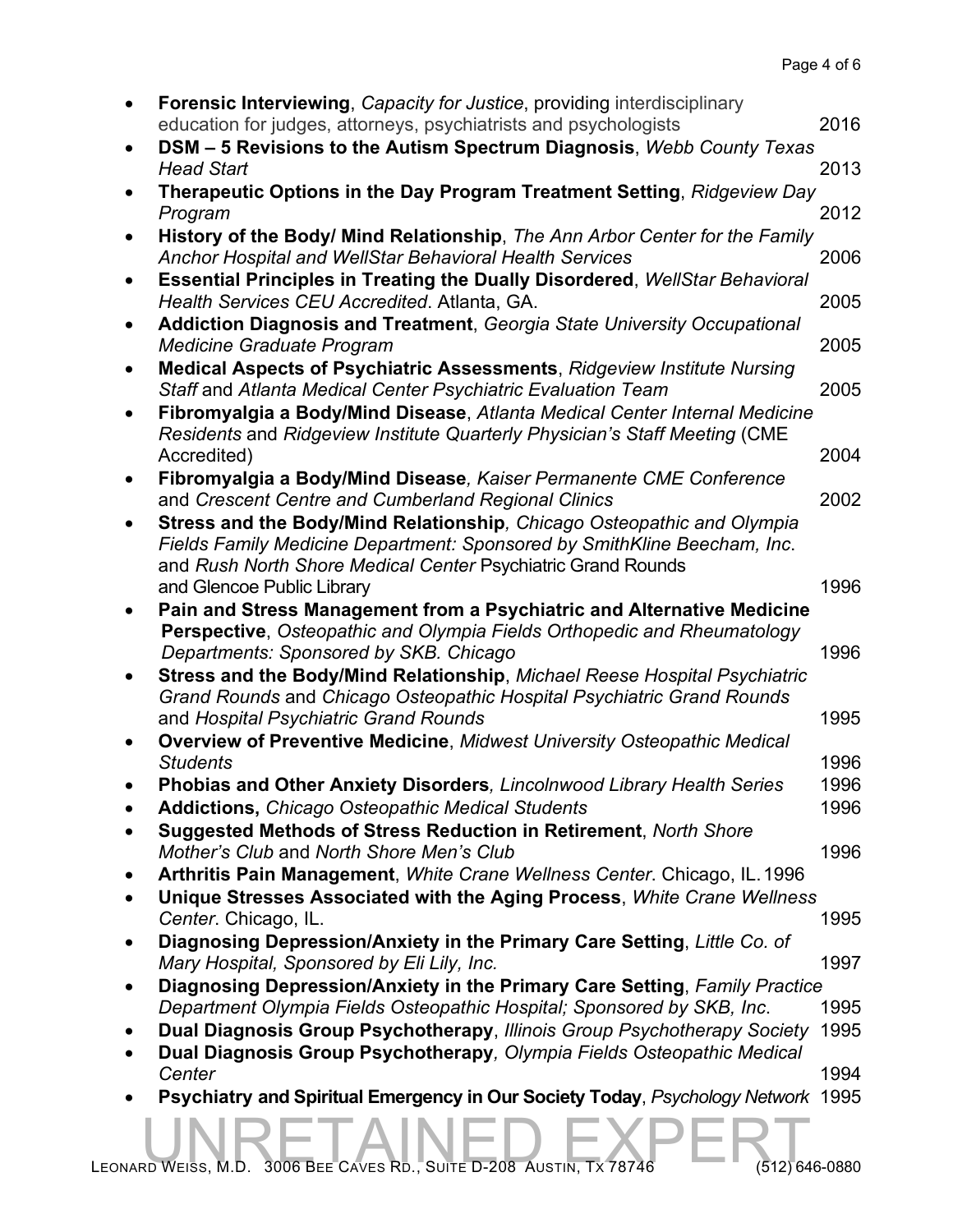- **Forensic Interviewing**, *Capacity for Justice*, providing interdisciplinary education for judges, attorneys, psychiatrists and psychologists 2016
- **DSM – 5 Revisions to the Autism Spectrum Diagnosis**, *Webb County Texas Head Start* 2013
- **Therapeutic Options in the Day Program Treatment Setting**, *Ridgeview Day Program* 2012
- **History of the Body/ Mind Relationship**, *The Ann Arbor Center for the Family Anchor Hospital and WellStar Behavioral Health Services* 2006
- **Essential Principles in Treating the Dually Disordered**, *WellStar Behavioral Health Services CEU Accredited*. Atlanta, GA. 2005
- **Addiction Diagnosis and Treatment**, *Georgia State University Occupational Medicine Graduate Program* 2005
- **Medical Aspects of Psychiatric Assessments**, *Ridgeview Institute Nursing Staff* and *Atlanta Medical Center Psychiatric Evaluation Team* 2005
- **Fibromyalgia a Body/Mind Disease**, *Atlanta Medical Center Internal Medicine Residents* and *Ridgeview Institute Quarterly Physician's Staff Meeting* (CME Accredited) 2004
- **Fibromyalgia a Body/Mind Disease**, *Kaiser Permanente CME Conference* and *Crescent Centre and Cumberland Regional Clinics* 2002
- **Stress and the Body/Mind Relationship**, *Chicago Osteopathic and Olympia Fields Family Medicine Department: Sponsored by SmithKline Beecham, Inc*. and *Rush North Shore Medical Center* Psychiatric Grand Rounds and Glencoe Public Library 1996
- **Pain and Stress Management from a Psychiatric and Alternative Medicine Perspective**, *Osteopathic and Olympia Fields Orthopedic and Rheumatology Departments: Sponsored by SKB. Chicago* 1996
- **Stress and the Body/Mind Relationship**, *Michael Reese Hospital Psychiatric Grand Rounds* and *Chicago Osteopathic Hospital Psychiatric Grand Rounds* and *Hospital Psychiatric Grand Rounds* 1995
- **Overview of Preventive Medicine**, *Midwest University Osteopathic Medical Students* 1996
- **Phobias and Other Anxiety Disorders**, *Lincolnwood Library Health Series* 1996
- **Addictions,** *Chicago Osteopathic Medical Students* 1996
- **Suggested Methods of Stress Reduction in Retirement**, *North Shore Mother's Club* and *North Shore Men's Club* 1996
- **Arthritis Pain Management**, *White Crane Wellness Center*. Chicago, IL. 1996
- **Unique Stresses Associated with the Aging Process**, *White Crane Wellness Center*. Chicago, IL. 1995
- **Diagnosing Depression/Anxiety in the Primary Care Setting**, *Little Co. of Mary Hospital, Sponsored by Eli Lily, Inc.* 1997
- **Diagnosing Depression/Anxiety in the Primary Care Setting**, *Family Practice Department Olympia Fields Osteopathic Hospital; Sponsored by SKB, Inc*. 1995
- **Dual Diagnosis Group Psychotherapy**, *Illinois Group Psychotherapy Society* 1995
- **Dual Diagnosis Group Psychotherapy**, *Olympia Fields Osteopathic Medical Center* 1994
- **Psychiatry and Spiritual Emergency in Our Society Today**, *Psychology Network* 1995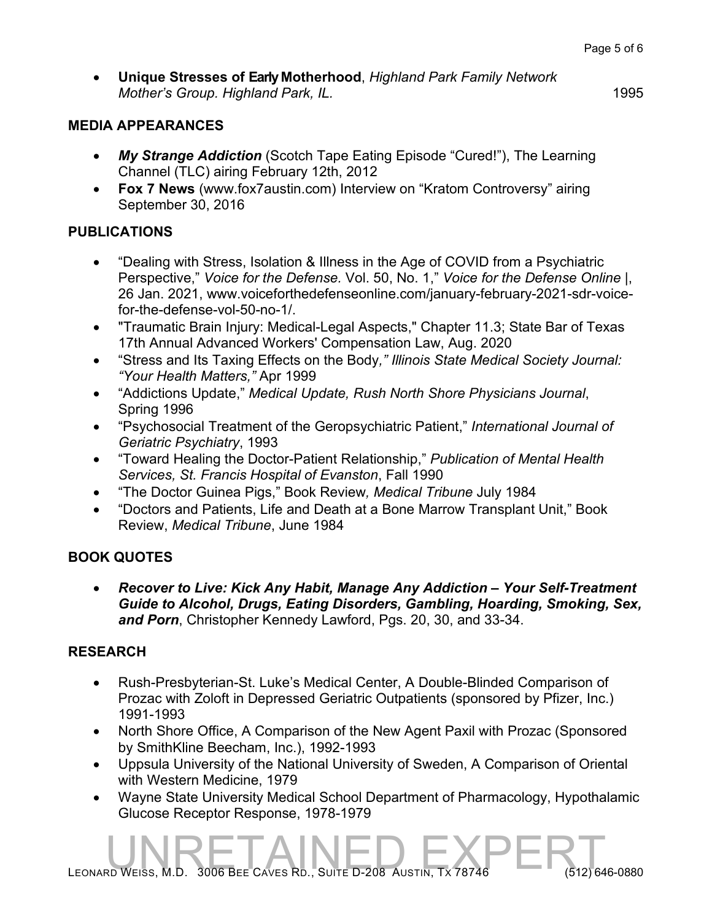- **Unique Stresses of Early Motherhood**, *Highland Park Family Network Mother's Group. Highland Park, IL.* 1995

## MEDIA APPEARANCES

- ***My Strange Addiction*** (Scotch Tape Eating Episode "Cured!"), The Learning Channel (TLC) airing February 12th, 2012
- **Fox 7 News** (www.fox7austin.com) Interview on "Kratom Controversy" airing September 30, 2016

## PUBLICATIONS

- "Dealing with Stress, Isolation & Illness in the Age of COVID from a Psychiatric Perspective," *Voice for the Defense*. Vol. 50, No. 1," *Voice for the Defense Online* |, 26 Jan. 2021, www.voiceforthedefenseonline.com/january-february-2021-sdr-voice-for-the-defense-vol-50-no-1/.
- "Traumatic Brain Injury: Medical-Legal Aspects," Chapter 11.3; State Bar of Texas 17th Annual Advanced Workers' Compensation Law, Aug. 2020
- "Stress and Its Taxing Effects on the Body*," Illinois State Medical Society Journal: "Your Health Matters,"* Apr 1999
- "Addictions Update," *Medical Update, Rush North Shore Physicians Journal*, Spring 1996
- "Psychosocial Treatment of the Geropsychiatric Patient," *International Journal of Geriatric Psychiatry*, 1993
- "Toward Healing the Doctor-Patient Relationship," *Publication of Mental Health Services, St. Francis Hospital of Evanston*, Fall 1990
- "The Doctor Guinea Pigs," Book Review*, Medical Tribune* July 1984
- "Doctors and Patients, Life and Death at a Bone Marrow Transplant Unit," Book Review, *Medical Tribune*, June 1984

## BOOK QUOTES

- ***Recover to Live: Kick Any Habit, Manage Any Addiction – Your Self-Treatment Guide to Alcohol, Drugs, Eating Disorders, Gambling, Hoarding, Smoking, Sex, and Porn***, Christopher Kennedy Lawford, Pgs. 20, 30, and 33-34.

## RESEARCH

- Rush-Presbyterian-St. Luke's Medical Center, A Double-Blinded Comparison of Prozac with Zoloft in Depressed Geriatric Outpatients (sponsored by Pfizer, Inc.) 1991-1993
- North Shore Office, A Comparison of the New Agent Paxil with Prozac (Sponsored by SmithKline Beecham, Inc.), 1992-1993
- Uppsula University of the National University of Sweden, A Comparison of Oriental with Western Medicine, 1979
- Wayne State University Medical School Department of Pharmacology, Hypothalamic Glucose Receptor Response, 1978-1979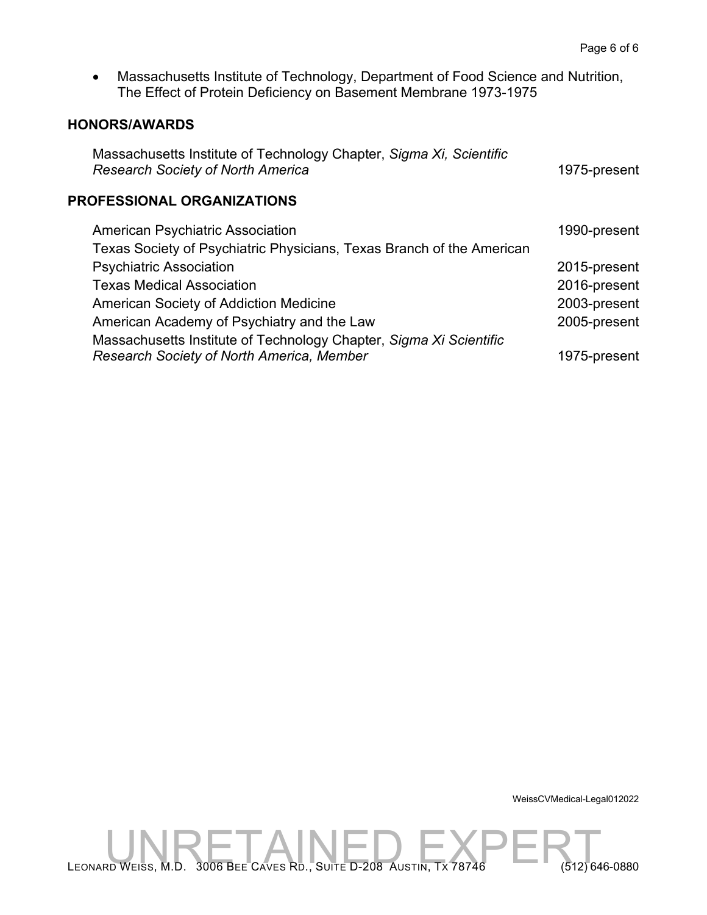- Massachusetts Institute of Technology, Department of Food Science and Nutrition, The Effect of Protein Deficiency on Basement Membrane 1973-1975

## HONORS/AWARDS

| | |
|---|---|
| Massachusetts Institute of Technology Chapter, *Sigma Xi, Scientific Research Society of North America* | 1975-present |

## PROFESSIONAL ORGANIZATIONS

| | |
|---|---|
| American Psychiatric Association | 1990-present |
| Texas Society of Psychiatric Physicians, Texas Branch of the American Psychiatric Association | 2015-present |
| Texas Medical Association | 2016-present |
| American Society of Addiction Medicine | 2003-present |
| American Academy of Psychiatry and the Law | 2005-present |
| Massachusetts Institute of Technology Chapter, *Sigma Xi Scientific Research Society of North America, Member* | 1975-present |

WeissCVMedical-Legal012022

UNRETAINED EXPERT